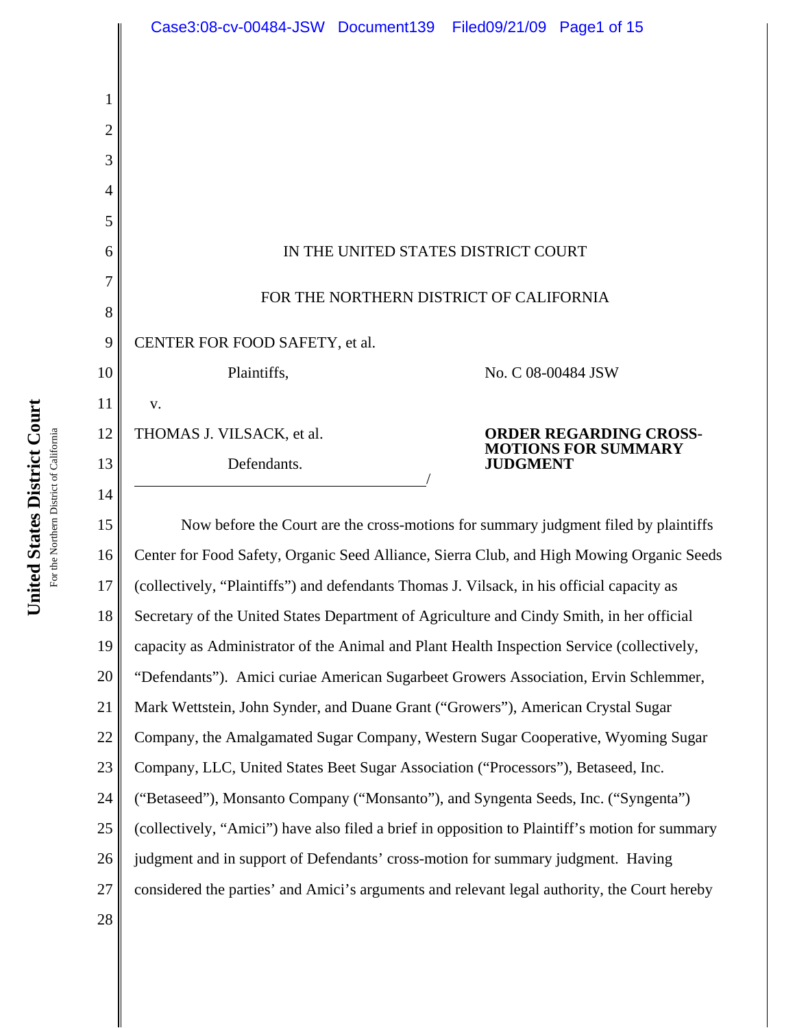IN THE UNITED STATES DISTRICT COURT

FOR THE NORTHERN DISTRICT OF CALIFORNIA

CENTER FOR FOOD SAFETY, et al.

Plaintiffs,

v.

THOMAS J. VILSACK, et al.

Defendants.

No. C 08-00484 JSW

**ORDER REGARDING CROSS-MOTIONS FOR SUMMARY JUDGMENT**

Now before the Court are the cross-motions for summary judgment filed by plaintiffs Center for Food Safety, Organic Seed Alliance, Sierra Club, and High Mowing Organic Seeds (collectively, "Plaintiffs") and defendants Thomas J. Vilsack, in his official capacity as Secretary of the United States Department of Agriculture and Cindy Smith, in her official capacity as Administrator of the Animal and Plant Health Inspection Service (collectively, "Defendants"). Amici curiae American Sugarbeet Growers Association, Ervin Schlemmer, Mark Wettstein, John Synder, and Duane Grant ("Growers"), American Crystal Sugar Company, the Amalgamated Sugar Company, Western Sugar Cooperative, Wyoming Sugar Company, LLC, United States Beet Sugar Association ("Processors"), Betaseed, Inc. ("Betaseed"), Monsanto Company ("Monsanto"), and Syngenta Seeds, Inc. ("Syngenta") (collectively, "Amici") have also filed a brief in opposition to Plaintiff's motion for summary judgment and in support of Defendants' cross-motion for summary judgment. Having considered the parties' and Amici's arguments and relevant legal authority, the Court hereby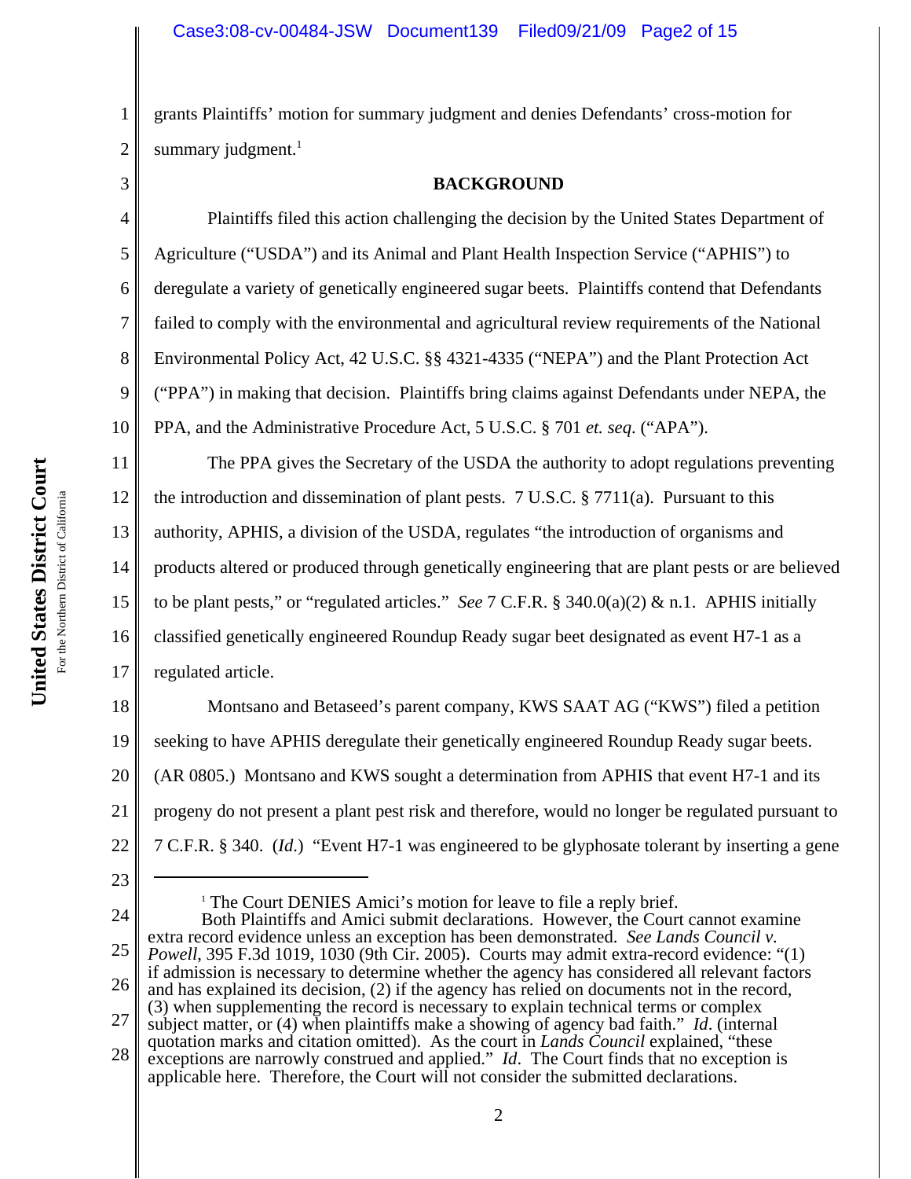grants Plaintiffs' motion for summary judgment and denies Defendants' cross-motion for summary judgment.[1]

## BACKGROUND

Plaintiffs filed this action challenging the decision by the United States Department of Agriculture ("USDA") and its Animal and Plant Health Inspection Service ("APHIS") to deregulate a variety of genetically engineered sugar beets. Plaintiffs contend that Defendants failed to comply with the environmental and agricultural review requirements of the National Environmental Policy Act, 42 U.S.C. §§ 4321-4335 ("NEPA") and the Plant Protection Act ("PPA") in making that decision. Plaintiffs bring claims against Defendants under NEPA, the PPA, and the Administrative Procedure Act, 5 U.S.C. § 701 *et. seq.* ("APA").

The PPA gives the Secretary of the USDA the authority to adopt regulations preventing the introduction and dissemination of plant pests. 7 U.S.C. § 7711(a). Pursuant to this authority, APHIS, a division of the USDA, regulates "the introduction of organisms and products altered or produced through genetically engineering that are plant pests or are believed to be plant pests," or "regulated articles." *See* 7 C.F.R. § 340.0(a)(2) & n.1. APHIS initially classified genetically engineered Roundup Ready sugar beet designated as event H7-1 as a regulated article.

Montsano and Betaseed's parent company, KWS SAAT AG ("KWS") filed a petition seeking to have APHIS deregulate their genetically engineered Roundup Ready sugar beets. (AR 0805.) Montsano and KWS sought a determination from APHIS that event H7-1 and its progeny do not present a plant pest risk and therefore, would no longer be regulated pursuant to 7 C.F.R. § 340. (*Id.*) "Event H7-1 was engineered to be glyphosate tolerant by inserting a gene

---

[1] The Court DENIES Amici's motion for leave to file a reply brief.

Both Plaintiffs and Amici submit declarations. However, the Court cannot examine extra record evidence unless an exception has been demonstrated. *See Lands Council v. Powell*, 395 F.3d 1019, 1030 (9th Cir. 2005). Courts may admit extra-record evidence: "(1) if admission is necessary to determine whether the agency has considered all relevant factors and has explained its decision, (2) if the agency has relied on documents not in the record, (3) when supplementing the record is necessary to explain technical terms or complex subject matter, or (4) when plaintiffs make a showing of agency bad faith." *Id*. (internal quotation marks and citation omitted). As the court in *Lands Council* explained, "these exceptions are narrowly construed and applied." *Id*. The Court finds that no exception is applicable here. Therefore, the Court will not consider the submitted declarations.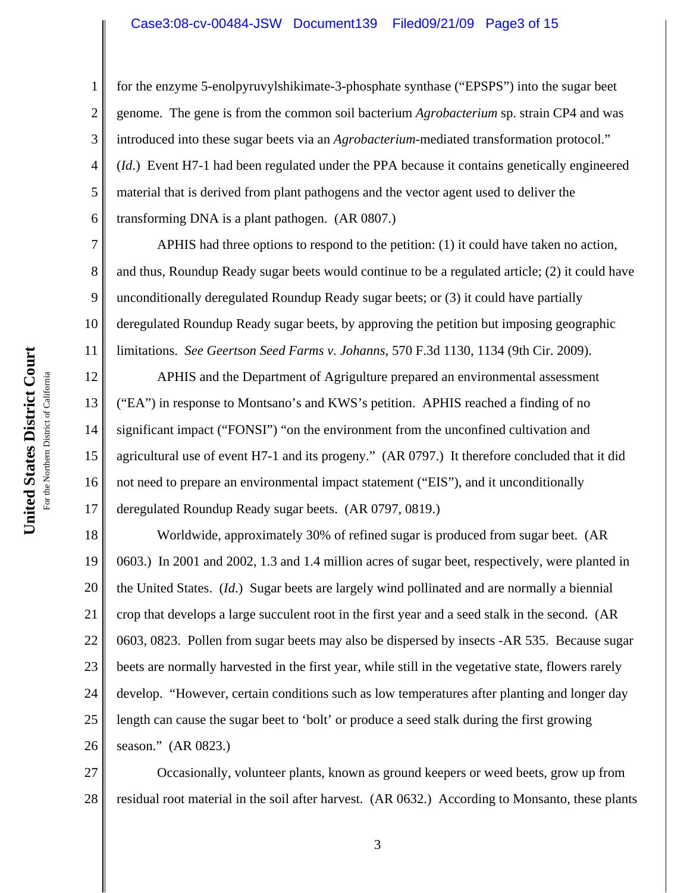for the enzyme 5-enolpyruvylshikimate-3-phosphate synthase ("EPSPS") into the sugar beet genome. The gene is from the common soil bacterium *Agrobacterium* sp. strain CP4 and was introduced into these sugar beets via an *Agrobacterium*-mediated transformation protocol." (*Id*.) Event H7-1 had been regulated under the PPA because it contains genetically engineered material that is derived from plant pathogens and the vector agent used to deliver the transforming DNA is a plant pathogen. (AR 0807.)

APHIS had three options to respond to the petition: (1) it could have taken no action, and thus, Roundup Ready sugar beets would continue to be a regulated article; (2) it could have unconditionally deregulated Roundup Ready sugar beets; or (3) it could have partially deregulated Roundup Ready sugar beets, by approving the petition but imposing geographic limitations. *See Geertson Seed Farms v. Johanns*, 570 F.3d 1130, 1134 (9th Cir. 2009).

APHIS and the Department of Agrigulture prepared an environmental assessment ("EA") in response to Montsano's and KWS's petition. APHIS reached a finding of no significant impact ("FONSI") "on the environment from the unconfined cultivation and agricultural use of event H7-1 and its progeny." (AR 0797.) It therefore concluded that it did not need to prepare an environmental impact statement ("EIS"), and it unconditionally deregulated Roundup Ready sugar beets. (AR 0797, 0819.)

Worldwide, approximately 30% of refined sugar is produced from sugar beet. (AR 0603.) In 2001 and 2002, 1.3 and 1.4 million acres of sugar beet, respectively, were planted in the United States. (*Id.*) Sugar beets are largely wind pollinated and are normally a biennial crop that develops a large succulent root in the first year and a seed stalk in the second. (AR 0603, 0823. Pollen from sugar beets may also be dispersed by insects -AR 535. Because sugar beets are normally harvested in the first year, while still in the vegetative state, flowers rarely develop. "However, certain conditions such as low temperatures after planting and longer day length can cause the sugar beet to 'bolt' or produce a seed stalk during the first growing season." (AR 0823.)

Occasionally, volunteer plants, known as ground keepers or weed beets, grow up from residual root material in the soil after harvest. (AR 0632.) According to Monsanto, these plants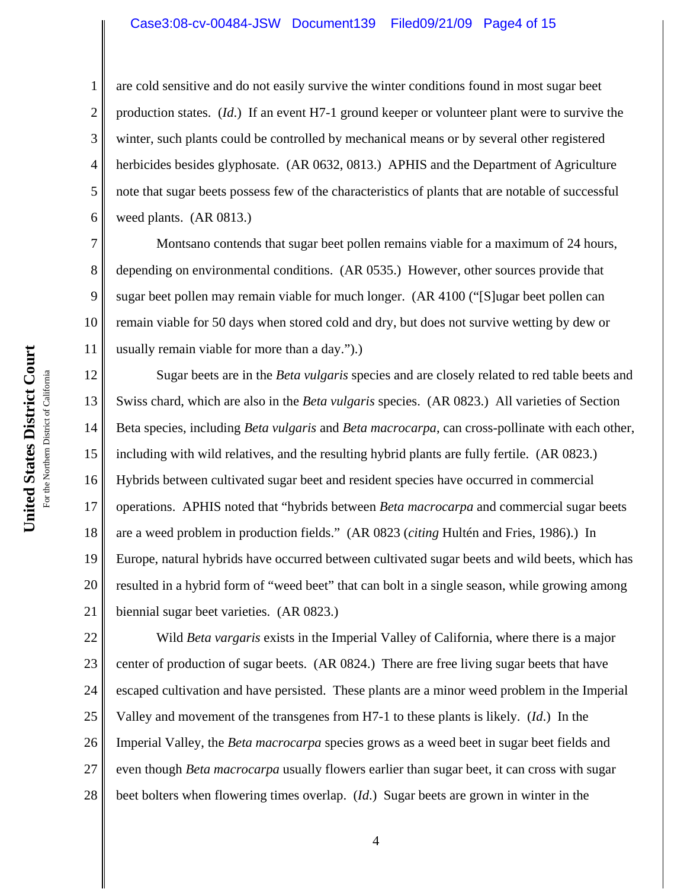are cold sensitive and do not easily survive the winter conditions found in most sugar beet production states. (*Id.*) If an event H7-1 ground keeper or volunteer plant were to survive the winter, such plants could be controlled by mechanical means or by several other registered herbicides besides glyphosate. (AR 0632, 0813.) APHIS and the Department of Agriculture note that sugar beets possess few of the characteristics of plants that are notable of successful weed plants. (AR 0813.)

Montsano contends that sugar beet pollen remains viable for a maximum of 24 hours, depending on environmental conditions. (AR 0535.) However, other sources provide that sugar beet pollen may remain viable for much longer. (AR 4100 ("[S]ugar beet pollen can remain viable for 50 days when stored cold and dry, but does not survive wetting by dew or usually remain viable for more than a day.").)

Sugar beets are in the *Beta vulgaris* species and are closely related to red table beets and Swiss chard, which are also in the *Beta vulgaris* species. (AR 0823.) All varieties of Section Beta species, including *Beta vulgaris* and *Beta macrocarpa*, can cross-pollinate with each other, including with wild relatives, and the resulting hybrid plants are fully fertile. (AR 0823.) Hybrids between cultivated sugar beet and resident species have occurred in commercial operations. APHIS noted that "hybrids between *Beta macrocarpa* and commercial sugar beets are a weed problem in production fields." (AR 0823 (*citing* Hultén and Fries, 1986).) In Europe, natural hybrids have occurred between cultivated sugar beets and wild beets, which has resulted in a hybrid form of "weed beet" that can bolt in a single season, while growing among biennial sugar beet varieties. (AR 0823.)

Wild *Beta vargaris* exists in the Imperial Valley of California, where there is a major center of production of sugar beets. (AR 0824.) There are free living sugar beets that have escaped cultivation and have persisted. These plants are a minor weed problem in the Imperial Valley and movement of the transgenes from H7-1 to these plants is likely. (*Id.*) In the Imperial Valley, the *Beta macrocarpa* species grows as a weed beet in sugar beet fields and even though *Beta macrocarpa* usually flowers earlier than sugar beet, it can cross with sugar beet bolters when flowering times overlap. (*Id.*) Sugar beets are grown in winter in the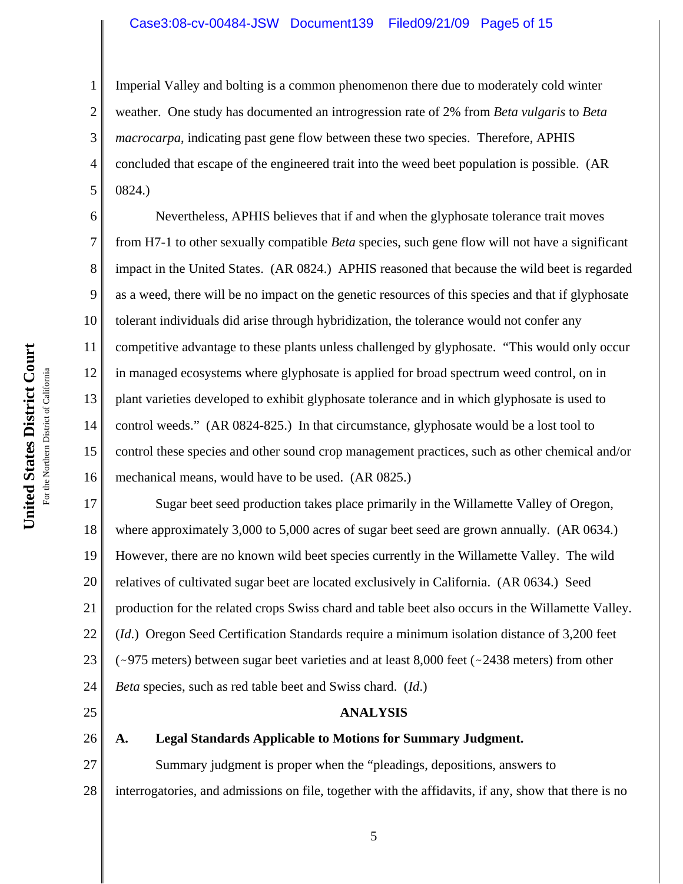Imperial Valley and bolting is a common phenomenon there due to moderately cold winter weather. One study has documented an introgression rate of 2% from *Beta vulgaris* to *Beta macrocarpa*, indicating past gene flow between these two species. Therefore, APHIS concluded that escape of the engineered trait into the weed beet population is possible. (AR 0824.)

Nevertheless, APHIS believes that if and when the glyphosate tolerance trait moves from H7-1 to other sexually compatible *Beta* species, such gene flow will not have a significant impact in the United States. (AR 0824.) APHIS reasoned that because the wild beet is regarded as a weed, there will be no impact on the genetic resources of this species and that if glyphosate tolerant individuals did arise through hybridization, the tolerance would not confer any competitive advantage to these plants unless challenged by glyphosate. "This would only occur in managed ecosystems where glyphosate is applied for broad spectrum weed control, on in plant varieties developed to exhibit glyphosate tolerance and in which glyphosate is used to control weeds." (AR 0824-825.) In that circumstance, glyphosate would be a lost tool to control these species and other sound crop management practices, such as other chemical and/or mechanical means, would have to be used. (AR 0825.)

Sugar beet seed production takes place primarily in the Willamette Valley of Oregon, where approximately 3,000 to 5,000 acres of sugar beet seed are grown annually. (AR 0634.) However, there are no known wild beet species currently in the Willamette Valley. The wild relatives of cultivated sugar beet are located exclusively in California. (AR 0634.) Seed production for the related crops Swiss chard and table beet also occurs in the Willamette Valley. (*Id*.) Oregon Seed Certification Standards require a minimum isolation distance of 3,200 feet (~975 meters) between sugar beet varieties and at least 8,000 feet (~2438 meters) from other *Beta* species, such as red table beet and Swiss chard. (*Id*.)

## ANALYSIS

### A. Legal Standards Applicable to Motions for Summary Judgment.

Summary judgment is proper when the "pleadings, depositions, answers to interrogatories, and admissions on file, together with the affidavits, if any, show that there is no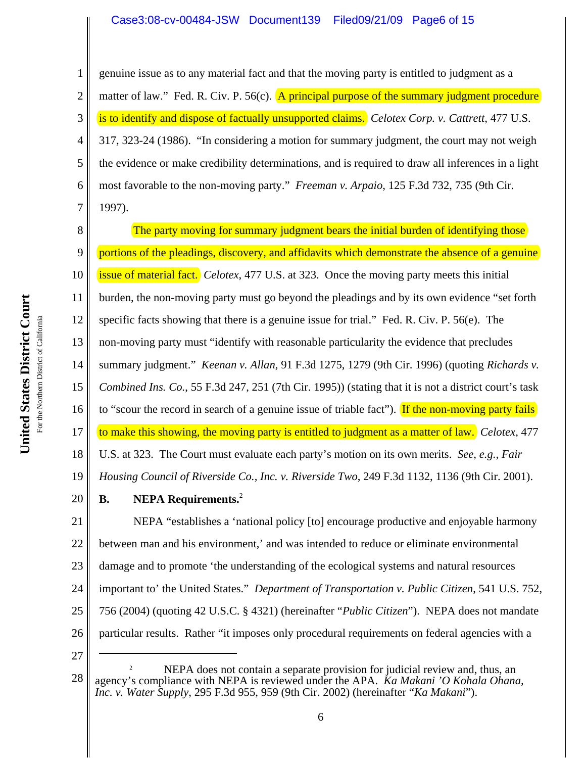genuine issue as to any material fact and that the moving party is entitled to judgment as a matter of law." Fed. R. Civ. P. 56(c). A principal purpose of the summary judgment procedure is to identify and dispose of factually unsupported claims. *Celotex Corp. v. Cattrett*, 477 U.S. 317, 323-24 (1986). "In considering a motion for summary judgment, the court may not weigh the evidence or make credibility determinations, and is required to draw all inferences in a light most favorable to the non-moving party." *Freeman v. Arpaio*, 125 F.3d 732, 735 (9th Cir. 1997).

The party moving for summary judgment bears the initial burden of identifying those portions of the pleadings, discovery, and affidavits which demonstrate the absence of a genuine issue of material fact. *Celotex*, 477 U.S. at 323. Once the moving party meets this initial burden, the non-moving party must go beyond the pleadings and by its own evidence "set forth specific facts showing that there is a genuine issue for trial." Fed. R. Civ. P. 56(e). The non-moving party must "identify with reasonable particularity the evidence that precludes summary judgment." *Keenan v. Allan*, 91 F.3d 1275, 1279 (9th Cir. 1996) (quoting *Richards v. Combined Ins. Co.*, 55 F.3d 247, 251 (7th Cir. 1995)) (stating that it is not a district court's task to "scour the record in search of a genuine issue of triable fact"). If the non-moving party fails to make this showing, the moving party is entitled to judgment as a matter of law. *Celotex*, 477 U.S. at 323. The Court must evaluate each party's motion on its own merits. *See, e.g., Fair Housing Council of Riverside Co., Inc. v. Riverside Two*, 249 F.3d 1132, 1136 (9th Cir. 2001).

**B. NEPA Requirements.**[2]

NEPA "establishes a 'national policy [to] encourage productive and enjoyable harmony between man and his environment,' and was intended to reduce or eliminate environmental damage and to promote 'the understanding of the ecological systems and natural resources important to' the United States." *Department of Transportation v. Public Citizen*, 541 U.S. 752, 756 (2004) (quoting 42 U.S.C. § 4321) (hereinafter "*Public Citizen*"). NEPA does not mandate particular results. Rather "it imposes only procedural requirements on federal agencies with a

---

[2] NEPA does not contain a separate provision for judicial review and, thus, an agency's compliance with NEPA is reviewed under the APA. *Ka Makani 'O Kohala Ohana, Inc. v. Water Supply*, 295 F.3d 955, 959 (9th Cir. 2002) (hereinafter "*Ka Makani*").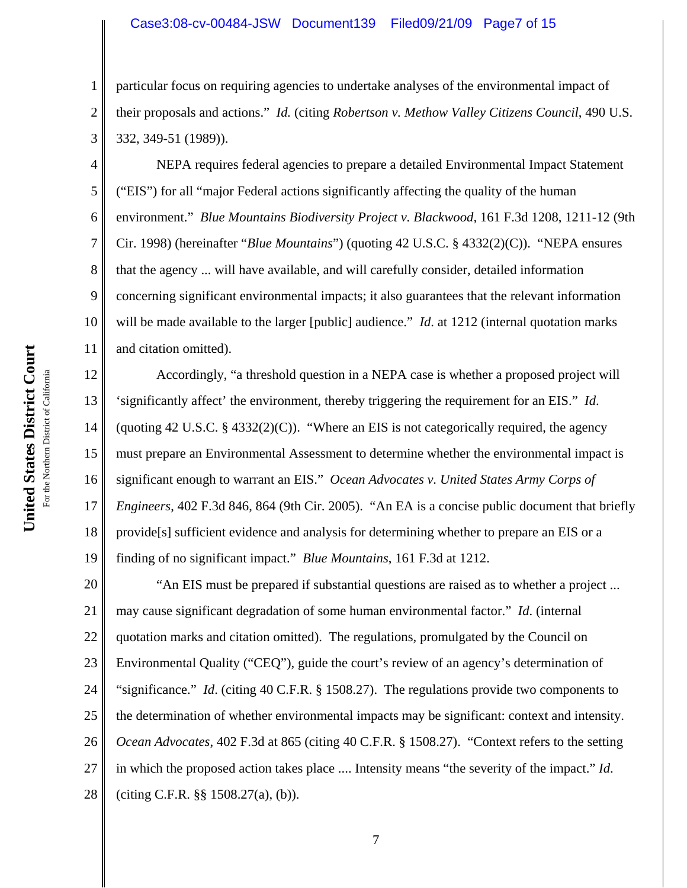particular focus on requiring agencies to undertake analyses of the environmental impact of their proposals and actions." *Id.* (citing *Robertson v. Methow Valley Citizens Council*, 490 U.S. 332, 349-51 (1989)).

NEPA requires federal agencies to prepare a detailed Environmental Impact Statement ("EIS") for all "major Federal actions significantly affecting the quality of the human environment." *Blue Mountains Biodiversity Project v. Blackwood*, 161 F.3d 1208, 1211-12 (9th Cir. 1998) (hereinafter "*Blue Mountains*") (quoting 42 U.S.C. § 4332(2)(C)). "NEPA ensures that the agency ... will have available, and will carefully consider, detailed information concerning significant environmental impacts; it also guarantees that the relevant information will be made available to the larger [public] audience." *Id.* at 1212 (internal quotation marks and citation omitted).

Accordingly, "a threshold question in a NEPA case is whether a proposed project will 'significantly affect' the environment, thereby triggering the requirement for an EIS." *Id.* (quoting 42 U.S.C. § 4332(2)(C)). "Where an EIS is not categorically required, the agency must prepare an Environmental Assessment to determine whether the environmental impact is significant enough to warrant an EIS." *Ocean Advocates v. United States Army Corps of Engineers*, 402 F.3d 846, 864 (9th Cir. 2005). "An EA is a concise public document that briefly provide[s] sufficient evidence and analysis for determining whether to prepare an EIS or a finding of no significant impact." *Blue Mountains*, 161 F.3d at 1212.

"An EIS must be prepared if substantial questions are raised as to whether a project ... may cause significant degradation of some human environmental factor." *Id.* (internal quotation marks and citation omitted). The regulations, promulgated by the Council on Environmental Quality ("CEQ"), guide the court's review of an agency's determination of "significance." *Id.* (citing 40 C.F.R. § 1508.27). The regulations provide two components to the determination of whether environmental impacts may be significant: context and intensity. *Ocean Advocates*, 402 F.3d at 865 (citing 40 C.F.R. § 1508.27). "Context refers to the setting in which the proposed action takes place .... Intensity means "the severity of the impact." *Id.* (citing C.F.R. §§ 1508.27(a), (b)).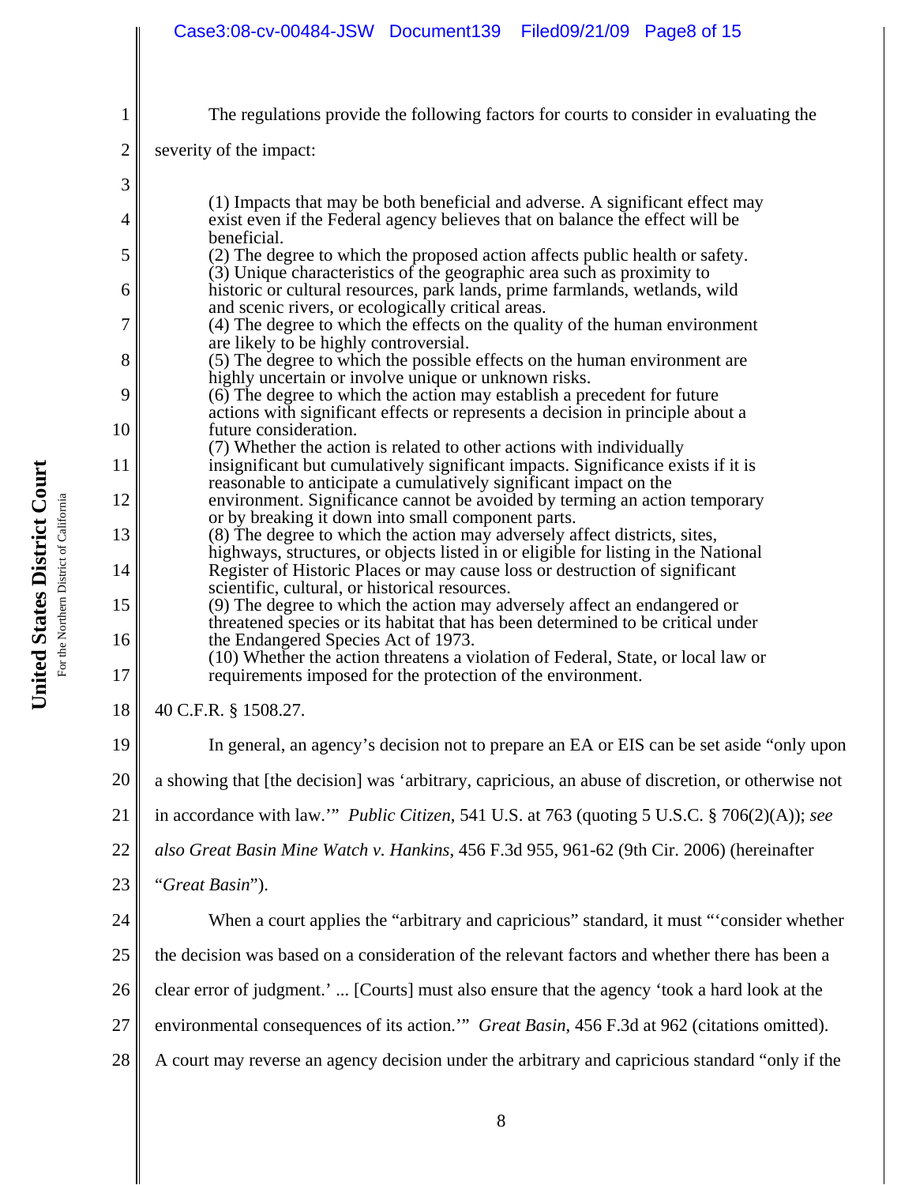The regulations provide the following factors for courts to consider in evaluating the severity of the impact:

> (1) Impacts that may be both beneficial and adverse. A significant effect may exist even if the Federal agency believes that on balance the effect will be beneficial.
> (2) The degree to which the proposed action affects public health or safety.
> (3) Unique characteristics of the geographic area such as proximity to historic or cultural resources, park lands, prime farmlands, wetlands, wild and scenic rivers, or ecologically critical areas.
> (4) The degree to which the effects on the quality of the human environment are likely to be highly controversial.
> (5) The degree to which the possible effects on the human environment are highly uncertain or involve unique or unknown risks.
> (6) The degree to which the action may establish a precedent for future actions with significant effects or represents a decision in principle about a future consideration.
> (7) Whether the action is related to other actions with individually insignificant but cumulatively significant impacts. Significance exists if it is reasonable to anticipate a cumulatively significant impact on the environment. Significance cannot be avoided by terming an action temporary or by breaking it down into small component parts.
> (8) The degree to which the action may adversely affect districts, sites, highways, structures, or objects listed in or eligible for listing in the National Register of Historic Places or may cause loss or destruction of significant scientific, cultural, or historical resources.
> (9) The degree to which the action may adversely affect an endangered or threatened species or its habitat that has been determined to be critical under the Endangered Species Act of 1973.
> (10) Whether the action threatens a violation of Federal, State, or local law or requirements imposed for the protection of the environment.

40 C.F.R. § 1508.27.

In general, an agency's decision not to prepare an EA or EIS can be set aside "only upon a showing that [the decision] was 'arbitrary, capricious, an abuse of discretion, or otherwise not in accordance with law.'" *Public Citizen*, 541 U.S. at 763 (quoting 5 U.S.C. § 706(2)(A)); *see also Great Basin Mine Watch v. Hankins*, 456 F.3d 955, 961-62 (9th Cir. 2006) (hereinafter "*Great Basin*").

When a court applies the "arbitrary and capricious" standard, it must "'consider whether the decision was based on a consideration of the relevant factors and whether there has been a clear error of judgment.' ... [Courts] must also ensure that the agency 'took a hard look at the environmental consequences of its action.'" *Great Basin*, 456 F.3d at 962 (citations omitted). A court may reverse an agency decision under the arbitrary and capricious standard "only if the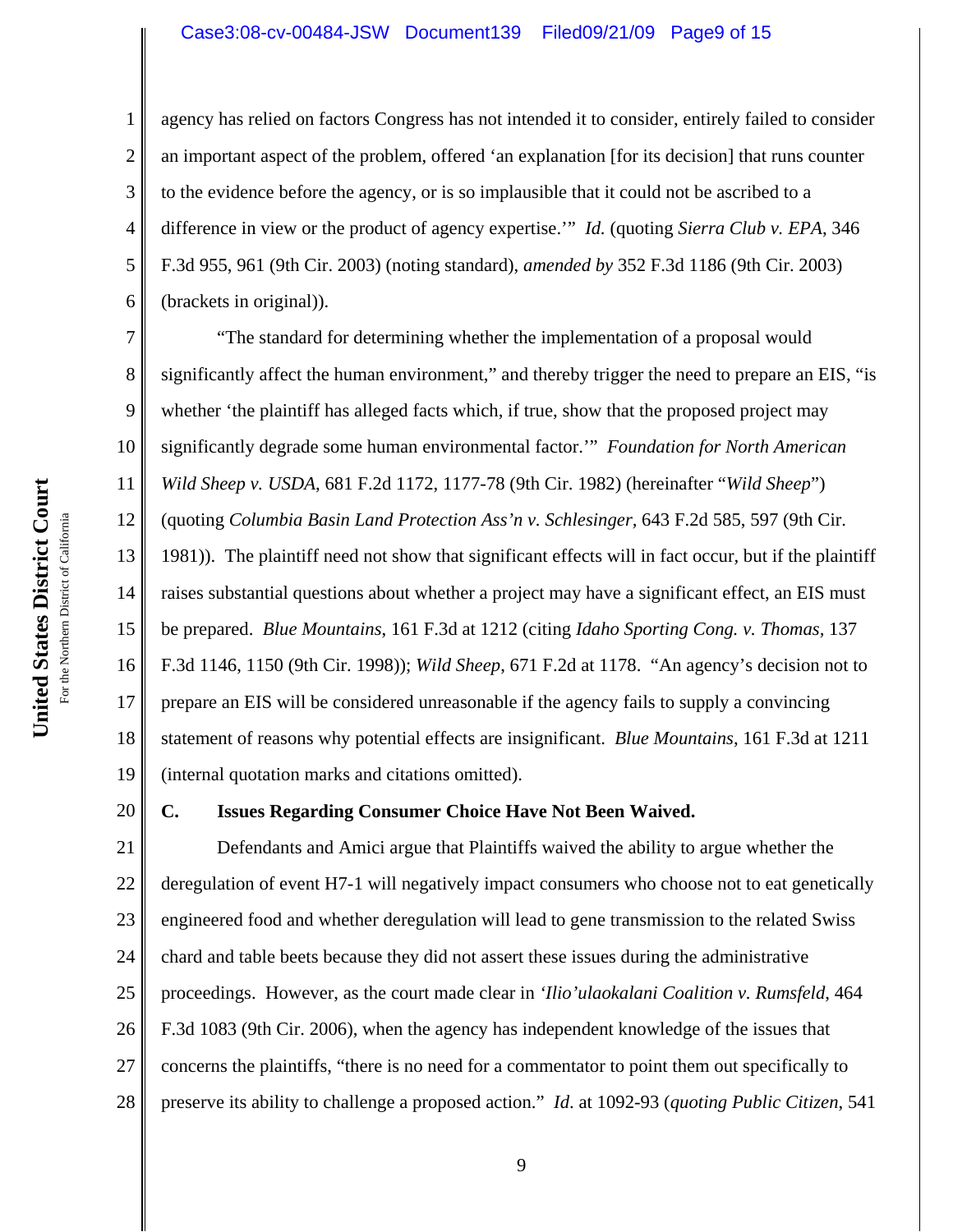agency has relied on factors Congress has not intended it to consider, entirely failed to consider an important aspect of the problem, offered 'an explanation [for its decision] that runs counter to the evidence before the agency, or is so implausible that it could not be ascribed to a difference in view or the product of agency expertise.'" *Id.* (quoting *Sierra Club v. EPA*, 346 F.3d 955, 961 (9th Cir. 2003) (noting standard), *amended by* 352 F.3d 1186 (9th Cir. 2003) (brackets in original)).

"The standard for determining whether the implementation of a proposal would significantly affect the human environment," and thereby trigger the need to prepare an EIS, "is whether 'the plaintiff has alleged facts which, if true, show that the proposed project may significantly degrade some human environmental factor.'" *Foundation for North American Wild Sheep v. USDA*, 681 F.2d 1172, 1177-78 (9th Cir. 1982) (hereinafter "*Wild Sheep*") (quoting *Columbia Basin Land Protection Ass'n v. Schlesinger*, 643 F.2d 585, 597 (9th Cir. 1981)). The plaintiff need not show that significant effects will in fact occur, but if the plaintiff raises substantial questions about whether a project may have a significant effect, an EIS must be prepared. *Blue Mountains*, 161 F.3d at 1212 (citing *Idaho Sporting Cong. v. Thomas*, 137 F.3d 1146, 1150 (9th Cir. 1998)); *Wild Sheep*, 671 F.2d at 1178. "An agency's decision not to prepare an EIS will be considered unreasonable if the agency fails to supply a convincing statement of reasons why potential effects are insignificant. *Blue Mountains*, 161 F.3d at 1211 (internal quotation marks and citations omitted).

### C. Issues Regarding Consumer Choice Have Not Been Waived.

Defendants and Amici argue that Plaintiffs waived the ability to argue whether the deregulation of event H7-1 will negatively impact consumers who choose not to eat genetically engineered food and whether deregulation will lead to gene transmission to the related Swiss chard and table beets because they did not assert these issues during the administrative proceedings. However, as the court made clear in *'Ilio'ulaokalani Coalition v. Rumsfeld*, 464 F.3d 1083 (9th Cir. 2006), when the agency has independent knowledge of the issues that concerns the plaintiffs, "there is no need for a commentator to point them out specifically to preserve its ability to challenge a proposed action." *Id*. at 1092-93 (*quoting Public Citizen*, 541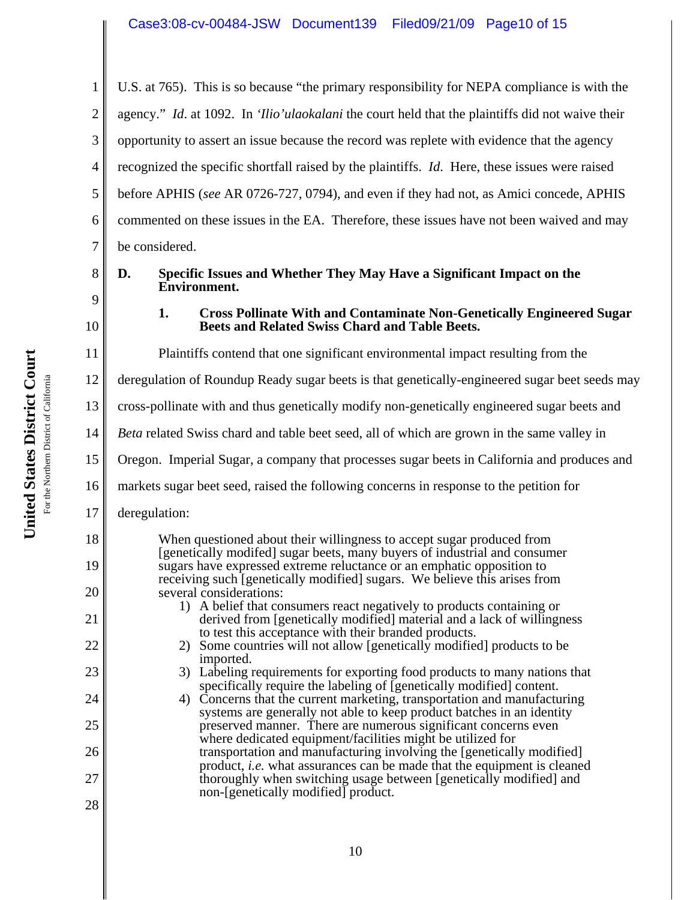U.S. at 765). This is so because "the primary responsibility for NEPA compliance is with the agency." *Id*. at 1092. In *'Ilio'ulaokalani* the court held that the plaintiffs did not waive their opportunity to assert an issue because the record was replete with evidence that the agency recognized the specific shortfall raised by the plaintiffs. *Id*. Here, these issues were raised before APHIS (*see* AR 0726-727, 0794), and even if they had not, as Amici concede, APHIS commented on these issues in the EA. Therefore, these issues have not been waived and may be considered.

**D. Specific Issues and Whether They May Have a Significant Impact on the Environment.**

**1. Cross Pollinate With and Contaminate Non-Genetically Engineered Sugar Beets and Related Swiss Chard and Table Beets.**

Plaintiffs contend that one significant environmental impact resulting from the deregulation of Roundup Ready sugar beets is that genetically-engineered sugar beet seeds may cross-pollinate with and thus genetically modify non-genetically engineered sugar beets and *Beta* related Swiss chard and table beet seed, all of which are grown in the same valley in Oregon. Imperial Sugar, a company that processes sugar beets in California and produces and markets sugar beet seed, raised the following concerns in response to the petition for deregulation:

> When questioned about their willingness to accept sugar produced from [genetically modifed] sugar beets, many buyers of industrial and consumer sugars have expressed extreme reluctance or an emphatic opposition to receiving such [genetically modified] sugars. We believe this arises from several considerations:
>
> 1) A belief that consumers react negatively to products containing or derived from [genetically modified] material and a lack of willingness to test this acceptance with their branded products.
> 2) Some countries will not allow [genetically modified] products to be imported.
> 3) Labeling requirements for exporting food products to many nations that specifically require the labeling of [genetically modified] content.
> 4) Concerns that the current marketing, transportation and manufacturing systems are generally not able to keep product batches in an identity preserved manner. There are numerous significant concerns even where dedicated equipment/facilities might be utilized for transportation and manufacturing involving the [genetically modified] product, *i.e.* what assurances can be made that the equipment is cleaned thoroughly when switching usage between [genetically modified] and non-[genetically modified] product.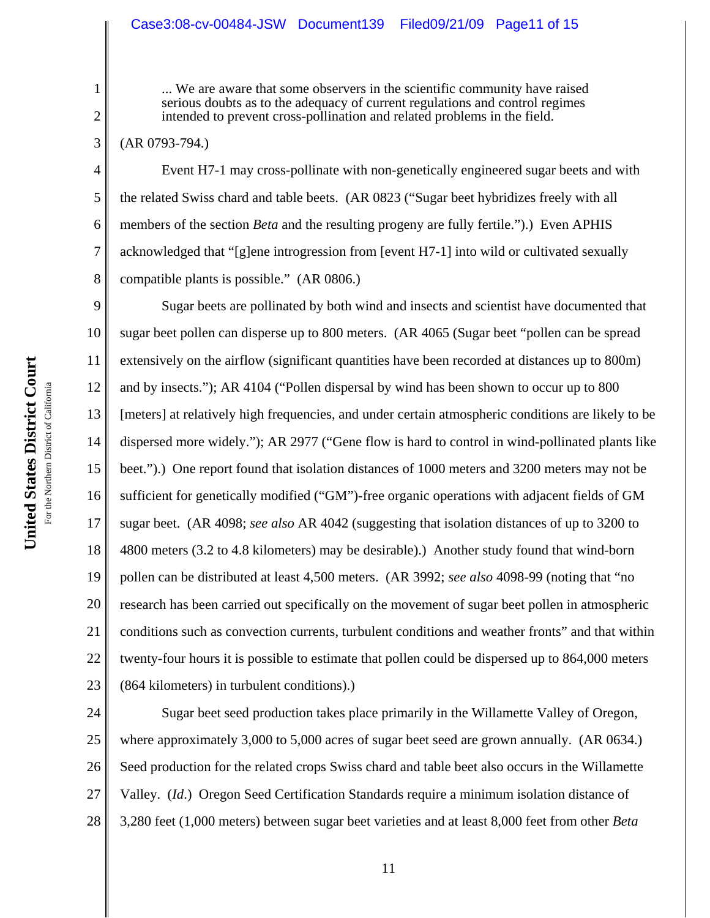> ... We are aware that some observers in the scientific community have raised serious doubts as to the adequacy of current regulations and control regimes intended to prevent cross-pollination and related problems in the field.

(AR 0793-794.)

Event H7-1 may cross-pollinate with non-genetically engineered sugar beets and with the related Swiss chard and table beets. (AR 0823 ("Sugar beet hybridizes freely with all members of the section *Beta* and the resulting progeny are fully fertile.").) Even APHIS acknowledged that "[g]ene introgression from [event H7-1] into wild or cultivated sexually compatible plants is possible." (AR 0806.)

Sugar beets are pollinated by both wind and insects and scientist have documented that sugar beet pollen can disperse up to 800 meters. (AR 4065 (Sugar beet "pollen can be spread extensively on the airflow (significant quantities have been recorded at distances up to 800m) and by insects."); AR 4104 ("Pollen dispersal by wind has been shown to occur up to 800 [meters] at relatively high frequencies, and under certain atmospheric conditions are likely to be dispersed more widely."); AR 2977 ("Gene flow is hard to control in wind-pollinated plants like beet.").) One report found that isolation distances of 1000 meters and 3200 meters may not be sufficient for genetically modified ("GM")-free organic operations with adjacent fields of GM sugar beet. (AR 4098; *see also* AR 4042 (suggesting that isolation distances of up to 3200 to 4800 meters (3.2 to 4.8 kilometers) may be desirable).) Another study found that wind-born pollen can be distributed at least 4,500 meters. (AR 3992; *see also* 4098-99 (noting that "no research has been carried out specifically on the movement of sugar beet pollen in atmospheric conditions such as convection currents, turbulent conditions and weather fronts" and that within twenty-four hours it is possible to estimate that pollen could be dispersed up to 864,000 meters (864 kilometers) in turbulent conditions).)

Sugar beet seed production takes place primarily in the Willamette Valley of Oregon, where approximately 3,000 to 5,000 acres of sugar beet seed are grown annually. (AR 0634.) Seed production for the related crops Swiss chard and table beet also occurs in the Willamette Valley. (*Id*.) Oregon Seed Certification Standards require a minimum isolation distance of 3,280 feet (1,000 meters) between sugar beet varieties and at least 8,000 feet from other *Beta*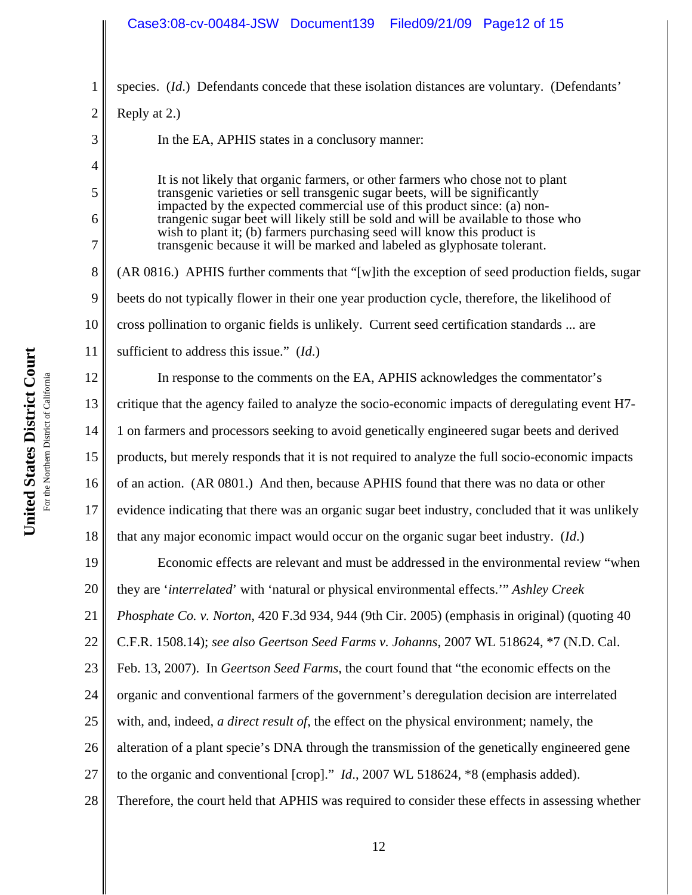species. (*Id.*) Defendants concede that these isolation distances are voluntary. (Defendants' Reply at 2.)

In the EA, APHIS states in a conclusory manner:

> It is not likely that organic farmers, or other farmers who chose not to plant transgenic varieties or sell transgenic sugar beets, will be significantly impacted by the expected commercial use of this product since: (a) non-trangenic sugar beet will likely still be sold and will be available to those who wish to plant it; (b) farmers purchasing seed will know this product is transgenic because it will be marked and labeled as glyphosate tolerant.

(AR 0816.) APHIS further comments that "[w]ith the exception of seed production fields, sugar beets do not typically flower in their one year production cycle, therefore, the likelihood of cross pollination to organic fields is unlikely. Current seed certification standards ... are sufficient to address this issue." (*Id.*)

In response to the comments on the EA, APHIS acknowledges the commentator's critique that the agency failed to analyze the socio-economic impacts of deregulating event H7-1 on farmers and processors seeking to avoid genetically engineered sugar beets and derived products, but merely responds that it is not required to analyze the full socio-economic impacts of an action. (AR 0801.) And then, because APHIS found that there was no data or other evidence indicating that there was an organic sugar beet industry, concluded that it was unlikely that any major economic impact would occur on the organic sugar beet industry. (*Id.*)

Economic effects are relevant and must be addressed in the environmental review "when they are '*interrelated*' with 'natural or physical environmental effects.'" *Ashley Creek Phosphate Co. v. Norton*, 420 F.3d 934, 944 (9th Cir. 2005) (emphasis in original) (quoting 40 C.F.R. 1508.14); *see also Geertson Seed Farms v. Johanns*, 2007 WL 518624, *7 (N.D. Cal. Feb. 13, 2007). In *Geertson Seed Farms*, the court found that "the economic effects on the organic and conventional farmers of the government's deregulation decision are interrelated with, and, indeed, *a direct result of*, the effect on the physical environment; namely, the alteration of a plant specie's DNA through the transmission of the genetically engineered gene to the organic and conventional [crop]." *Id.*, 2007 WL 518624, *8 (emphasis added). Therefore, the court held that APHIS was required to consider these effects in assessing whether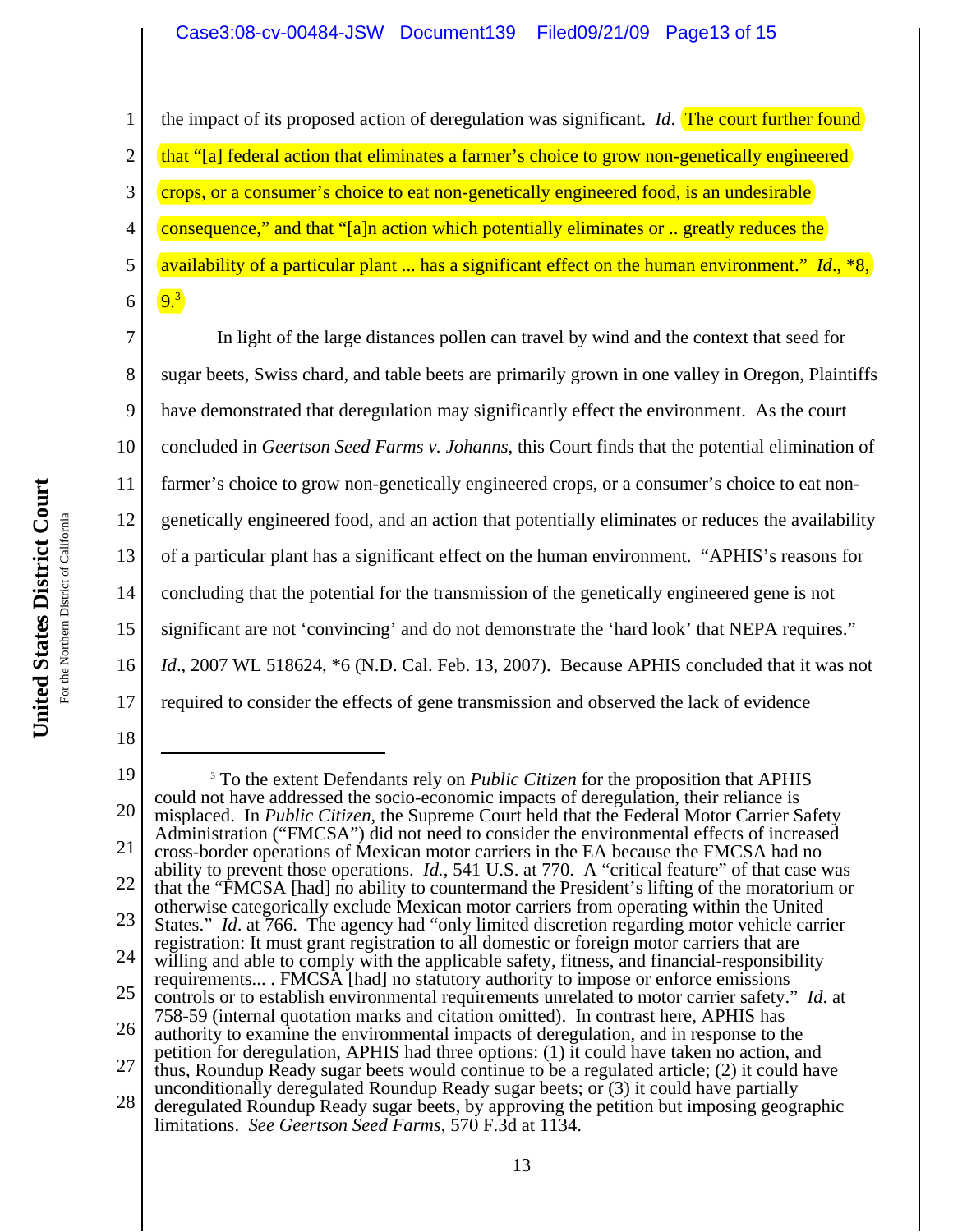the impact of its proposed action of deregulation was significant. *Id*. The court further found that "[a] federal action that eliminates a farmer's choice to grow non-genetically engineered crops, or a consumer's choice to eat non-genetically engineered food, is an undesirable consequence," and that "[a]n action which potentially eliminates or .. greatly reduces the availability of a particular plant ... has a significant effect on the human environment." *Id*., *8, 9.[3]

In light of the large distances pollen can travel by wind and the context that seed for sugar beets, Swiss chard, and table beets are primarily grown in one valley in Oregon, Plaintiffs have demonstrated that deregulation may significantly effect the environment. As the court concluded in *Geertson Seed Farms v. Johanns*, this Court finds that the potential elimination of farmer's choice to grow non-genetically engineered crops, or a consumer's choice to eat non-genetically engineered food, and an action that potentially eliminates or reduces the availability of a particular plant has a significant effect on the human environment. "APHIS's reasons for concluding that the potential for the transmission of the genetically engineered gene is not significant are not 'convincing' and do not demonstrate the 'hard look' that NEPA requires." *Id*., 2007 WL 518624, *6 (N.D. Cal. Feb. 13, 2007). Because APHIS concluded that it was not required to consider the effects of gene transmission and observed the lack of evidence

---

[3] To the extent Defendants rely on *Public Citizen* for the proposition that APHIS could not have addressed the socio-economic impacts of deregulation, their reliance is misplaced. In *Public Citizen*, the Supreme Court held that the Federal Motor Carrier Safety Administration ("FMCSA") did not need to consider the environmental effects of increased cross-border operations of Mexican motor carriers in the EA because the FMCSA had no ability to prevent those operations. *Id.*, 541 U.S. at 770. A "critical feature" of that case was that the "FMCSA [had] no ability to countermand the President's lifting of the moratorium or otherwise categorically exclude Mexican motor carriers from operating within the United States." *Id*. at 766. The agency had "only limited discretion regarding motor vehicle carrier registration: It must grant registration to all domestic or foreign motor carriers that are willing and able to comply with the applicable safety, fitness, and financial-responsibility requirements... . FMCSA [had] no statutory authority to impose or enforce emissions controls or to establish environmental requirements unrelated to motor carrier safety." *Id*. at 758-59 (internal quotation marks and citation omitted). In contrast here, APHIS has authority to examine the environmental impacts of deregulation, and in response to the petition for deregulation, APHIS had three options: (1) it could have taken no action, and thus, Roundup Ready sugar beets would continue to be a regulated article; (2) it could have unconditionally deregulated Roundup Ready sugar beets; or (3) it could have partially deregulated Roundup Ready sugar beets, by approving the petition but imposing geographic limitations. *See Geertson Seed Farms*, 570 F.3d at 1134.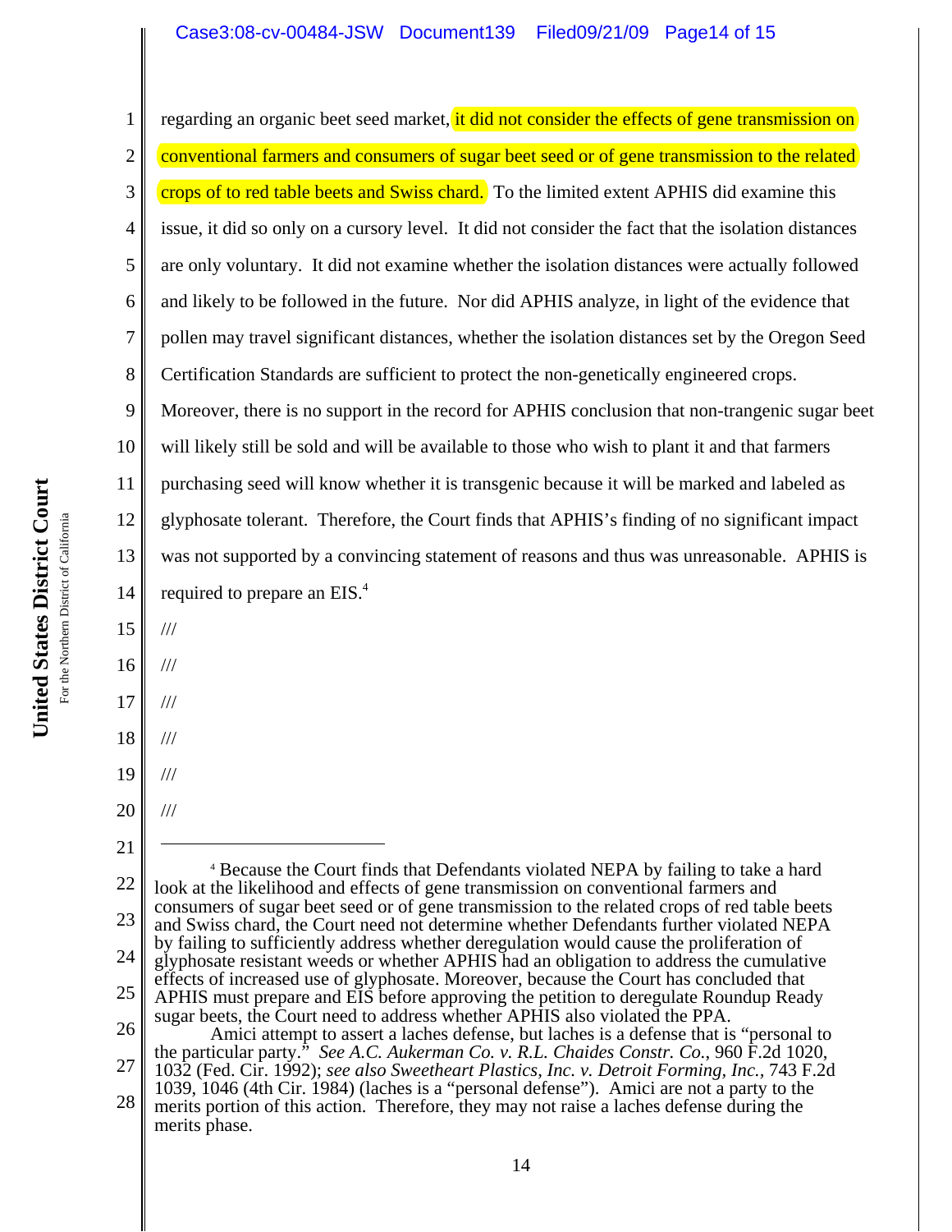regarding an organic beet seed market, it did not consider the effects of gene transmission on conventional farmers and consumers of sugar beet seed or of gene transmission to the related crops of to red table beets and Swiss chard. To the limited extent APHIS did examine this issue, it did so only on a cursory level. It did not consider the fact that the isolation distances are only voluntary. It did not examine whether the isolation distances were actually followed and likely to be followed in the future. Nor did APHIS analyze, in light of the evidence that pollen may travel significant distances, whether the isolation distances set by the Oregon Seed Certification Standards are sufficient to protect the non-genetically engineered crops. Moreover, there is no support in the record for APHIS conclusion that non-trangenic sugar beet will likely still be sold and will be available to those who wish to plant it and that farmers purchasing seed will know whether it is transgenic because it will be marked and labeled as glyphosate tolerant. Therefore, the Court finds that APHIS's finding of no significant impact was not supported by a convincing statement of reasons and thus was unreasonable. APHIS is required to prepare an EIS.[4]

///

///

///

///

///

///

---

[4] Because the Court finds that Defendants violated NEPA by failing to take a hard look at the likelihood and effects of gene transmission on conventional farmers and consumers of sugar beet seed or of gene transmission to the related crops of red table beets and Swiss chard, the Court need not determine whether Defendants further violated NEPA by failing to sufficiently address whether deregulation would cause the proliferation of glyphosate resistant weeds or whether APHIS had an obligation to address the cumulative effects of increased use of glyphosate. Moreover, because the Court has concluded that APHIS must prepare and EIS before approving the petition to deregulate Roundup Ready sugar beets, the Court need to address whether APHIS also violated the PPA.

Amici attempt to assert a laches defense, but laches is a defense that is "personal to the particular party." *See A.C. Aukerman Co. v. R.L. Chaides Constr. Co.*, 960 F.2d 1020, 1032 (Fed. Cir. 1992); *see also Sweetheart Plastics, Inc. v. Detroit Forming, Inc.*, 743 F.2d 1039, 1046 (4th Cir. 1984) (laches is a "personal defense"). Amici are not a party to the merits portion of this action. Therefore, they may not raise a laches defense during the merits phase.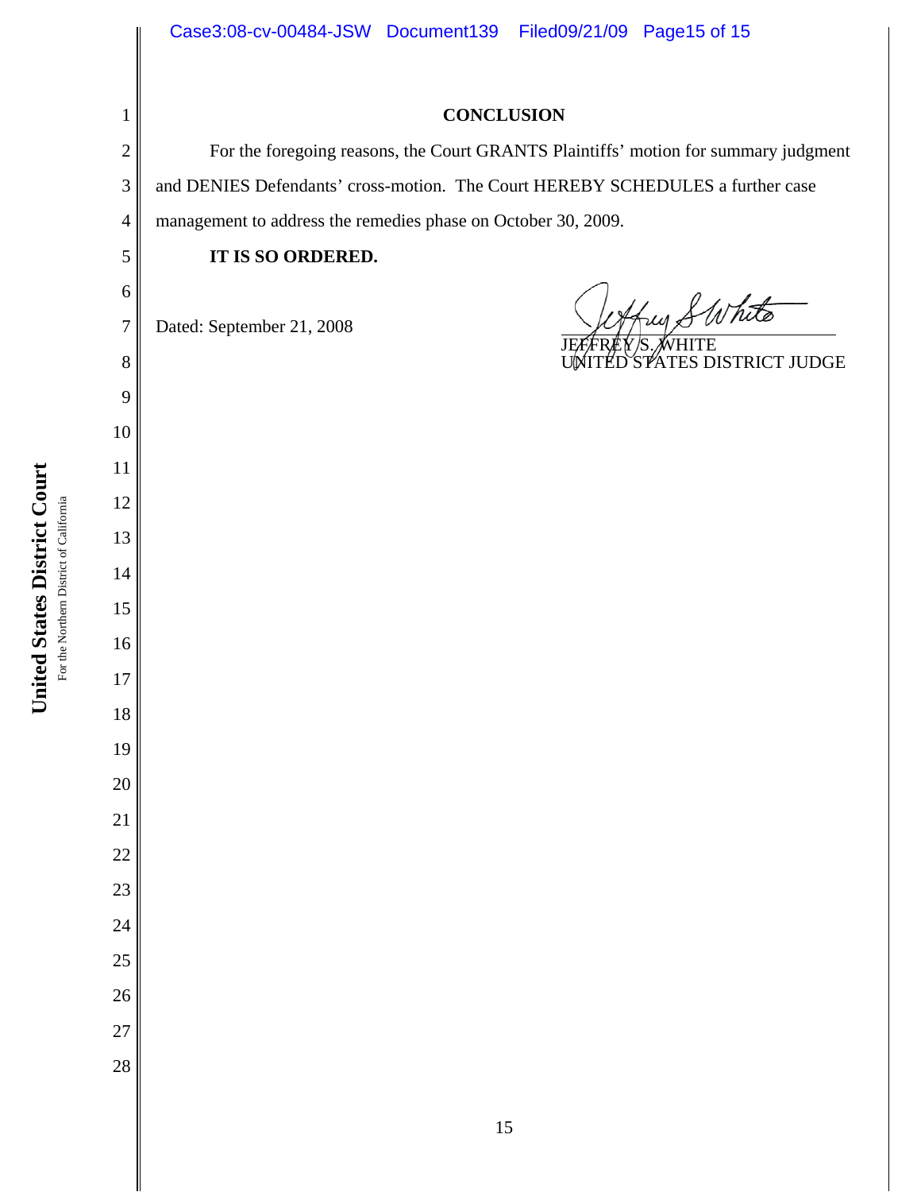## CONCLUSION

For the foregoing reasons, the Court GRANTS Plaintiffs' motion for summary judgment and DENIES Defendants' cross-motion. The Court HEREBY SCHEDULES a further case management to address the remedies phase on October 30, 2009.

**IT IS SO ORDERED.**

Dated: September 21, 2008

JEFFREY S. WHITE
UNITED STATES DISTRICT JUDGE